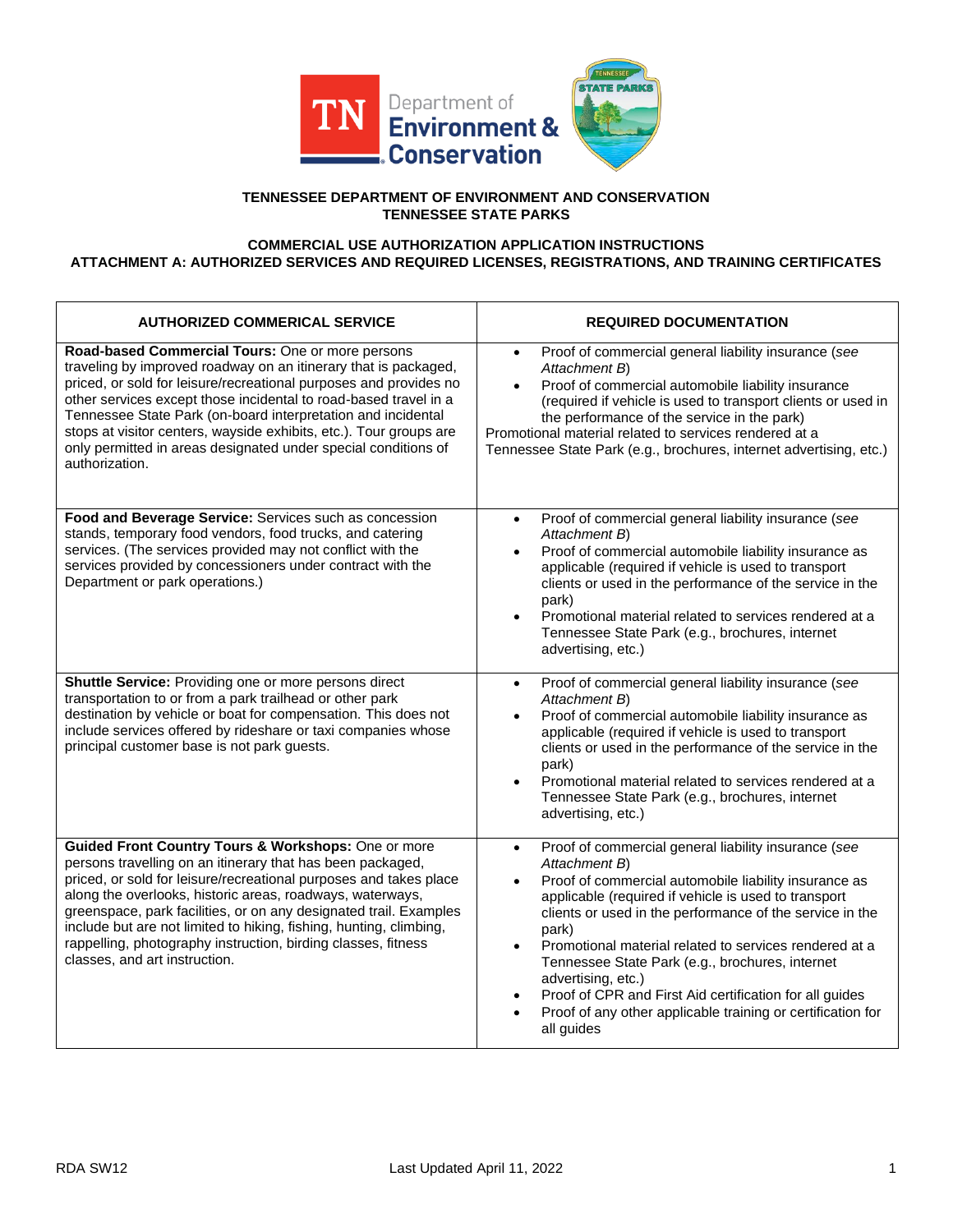**TENNESSEE DEPARTMENT OF ENVIRONMENT AND CONSERVATION**
**TENNESSEE STATE PARKS**

**COMMERCIAL USE AUTHORIZATION APPLICATION INSTRUCTIONS**
**ATTACHMENT A: AUTHORIZED SERVICES AND REQUIRED LICENSES, REGISTRATIONS, AND TRAINING CERTIFICATES**

| AUTHORIZED COMMERICAL SERVICE | REQUIRED DOCUMENTATION |
|---|---|
| **Road-based Commercial Tours:** One or more persons traveling by improved roadway on an itinerary that is packaged, priced, or sold for leisure/recreational purposes and provides no other services except those incidental to road-based travel in a Tennessee State Park (on-board interpretation and incidental stops at visitor centers, wayside exhibits, etc.). Tour groups are only permitted in areas designated under special conditions of authorization. | • Proof of commercial general liability insurance (*see Attachment B*)<br>• Proof of commercial automobile liability insurance (required if vehicle is used to transport clients or used in the performance of the service in the park)<br>Promotional material related to services rendered at a Tennessee State Park (e.g., brochures, internet advertising, etc.) |
| **Food and Beverage Service:** Services such as concession stands, temporary food vendors, food trucks, and catering services. (The services provided may not conflict with the services provided by concessioners under contract with the Department or park operations.) | • Proof of commercial general liability insurance (*see Attachment B*)<br>• Proof of commercial automobile liability insurance as applicable (required if vehicle is used to transport clients or used in the performance of the service in the park)<br>• Promotional material related to services rendered at a Tennessee State Park (e.g., brochures, internet advertising, etc.) |
| **Shuttle Service:** Providing one or more persons direct transportation to or from a park trailhead or other park destination by vehicle or boat for compensation. This does not include services offered by rideshare or taxi companies whose principal customer base is not park guests. | • Proof of commercial general liability insurance (*see Attachment B*)<br>• Proof of commercial automobile liability insurance as applicable (required if vehicle is used to transport clients or used in the performance of the service in the park)<br>• Promotional material related to services rendered at a Tennessee State Park (e.g., brochures, internet advertising, etc.) |
| **Guided Front Country Tours & Workshops:** One or more persons travelling on an itinerary that has been packaged, priced, or sold for leisure/recreational purposes and takes place along the overlooks, historic areas, roadways, waterways, greenspace, park facilities, or on any designated trail. Examples include but are not limited to hiking, fishing, hunting, climbing, rappelling, photography instruction, birding classes, fitness classes, and art instruction. | • Proof of commercial general liability insurance (*see Attachment B*)<br>• Proof of commercial automobile liability insurance as applicable (required if vehicle is used to transport clients or used in the performance of the service in the park)<br>• Promotional material related to services rendered at a Tennessee State Park (e.g., brochures, internet advertising, etc.)<br>• Proof of CPR and First Aid certification for all guides<br>• Proof of any other applicable training or certification for all guides |

RDA SW12 Last Updated April 11, 2022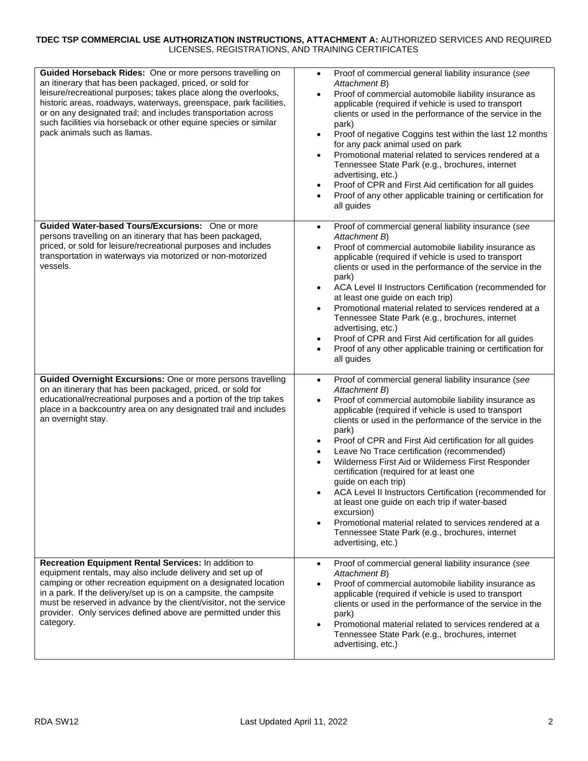**TDEC TSP COMMERCIAL USE AUTHORIZATION INSTRUCTIONS, ATTACHMENT A:** AUTHORIZED SERVICES AND REQUIRED LICENSES, REGISTRATIONS, AND TRAINING CERTIFICATES

| | |
|---|---|
| **Guided Horseback Rides:** One or more persons travelling on an itinerary that has been packaged, priced, or sold for leisure/recreational purposes; takes place along the overlooks, historic areas, roadways, waterways, greenspace, park facilities, or on any designated trail; and includes transportation across such facilities via horseback or other equine species or similar pack animals such as llamas. | • Proof of commercial general liability insurance (*see Attachment B*)<br>• Proof of commercial automobile liability insurance as applicable (required if vehicle is used to transport clients or used in the performance of the service in the park)<br>• Proof of negative Coggins test within the last 12 months for any pack animal used on park<br>• Promotional material related to services rendered at a Tennessee State Park (e.g., brochures, internet advertising, etc.)<br>• Proof of CPR and First Aid certification for all guides<br>• Proof of any other applicable training or certification for all guides |
| **Guided Water-based Tours/Excursions:** One or more persons travelling on an itinerary that has been packaged, priced, or sold for leisure/recreational purposes and includes transportation in waterways via motorized or non-motorized vessels. | • Proof of commercial general liability insurance (*see Attachment B*)<br>• Proof of commercial automobile liability insurance as applicable (required if vehicle is used to transport clients or used in the performance of the service in the park)<br>• ACA Level II Instructors Certification (recommended for at least one guide on each trip)<br>• Promotional material related to services rendered at a Tennessee State Park (e.g., brochures, internet advertising, etc.)<br>• Proof of CPR and First Aid certification for all guides<br>• Proof of any other applicable training or certification for all guides |
| **Guided Overnight Excursions:** One or more persons travelling on an itinerary that has been packaged, priced, or sold for educational/recreational purposes and a portion of the trip takes place in a backcountry area on any designated trail and includes an overnight stay. | • Proof of commercial general liability insurance (*see Attachment B*)<br>• Proof of commercial automobile liability insurance as applicable (required if vehicle is used to transport clients or used in the performance of the service in the park)<br>• Proof of CPR and First Aid certification for all guides<br>• Leave No Trace certification (recommended)<br>• Wilderness First Aid or Wilderness First Responder certification (required for at least one guide on each trip)<br>• ACA Level II Instructors Certification (recommended for at least one guide on each trip if water-based excursion)<br>• Promotional material related to services rendered at a Tennessee State Park (e.g., brochures, internet advertising, etc.) |
| **Recreation Equipment Rental Services:** In addition to equipment rentals, may also include delivery and set up of camping or other recreation equipment on a designated location in a park. If the delivery/set up is on a campsite, the campsite must be reserved in advance by the client/visitor, not the service provider. Only services defined above are permitted under this category. | • Proof of commercial general liability insurance (*see Attachment B*)<br>• Proof of commercial automobile liability insurance as applicable (required if vehicle is used to transport clients or used in the performance of the service in the park)<br>• Promotional material related to services rendered at a Tennessee State Park (e.g., brochures, internet advertising, etc.) |

RDA SW12 Last Updated April 11, 2022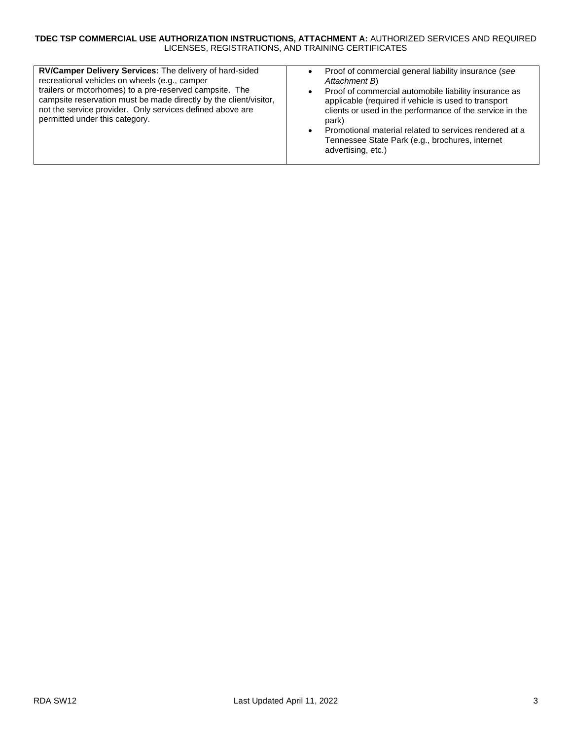| | |
|---|---|
| **RV/Camper Delivery Services:** The delivery of hard-sided recreational vehicles on wheels (e.g., camper trailers or motorhomes) to a pre-reserved campsite. The campsite reservation must be made directly by the client/visitor, not the service provider. Only services defined above are permitted under this category. | • Proof of commercial general liability insurance (*see Attachment B*)<br>• Proof of commercial automobile liability insurance as applicable (required if vehicle is used to transport clients or used in the performance of the service in the park)<br>• Promotional material related to services rendered at a Tennessee State Park (e.g., brochures, internet advertising, etc.) |